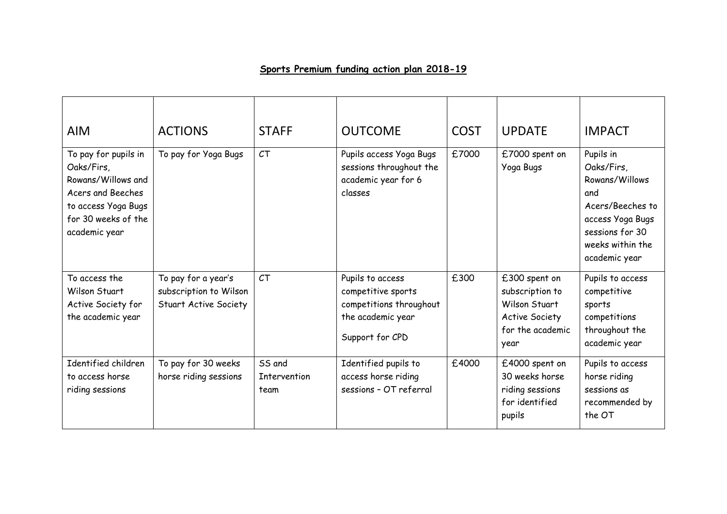# Sports Premium funding action plan 2018-19

| AIM | ACTIONS | STAFF | OUTCOME | COST | UPDATE | IMPACT |
|---|---|---|---|---|---|---|
| To pay for pupils in Oaks/Firs, Rowans/Willows and Acers and Beeches to access Yoga Bugs for 30 weeks of the academic year | To pay for Yoga Bugs | CT | Pupils access Yoga Bugs sessions throughout the academic year for 6 classes | £7000 | £7000 spent on Yoga Bugs | Pupils in Oaks/Firs, Rowans/Willows and Acers/Beeches to access Yoga Bugs sessions for 30 weeks within the academic year |
| To access the Wilson Stuart Active Society for the academic year | To pay for a year's subscription to Wilson Stuart Active Society | CT | Pupils to access competitive sports competitions throughout the academic year<br><br>Support for CPD | £300 | £300 spent on subscription to Wilson Stuart Active Society for the academic year | Pupils to access competitive sports competitions throughout the academic year |
| Identified children to access horse riding sessions | To pay for 30 weeks horse riding sessions | SS and Intervention team | Identified pupils to access horse riding sessions – OT referral | £4000 | £4000 spent on 30 weeks horse riding sessions for identified pupils | Pupils to access horse riding sessions as recommended by the OT |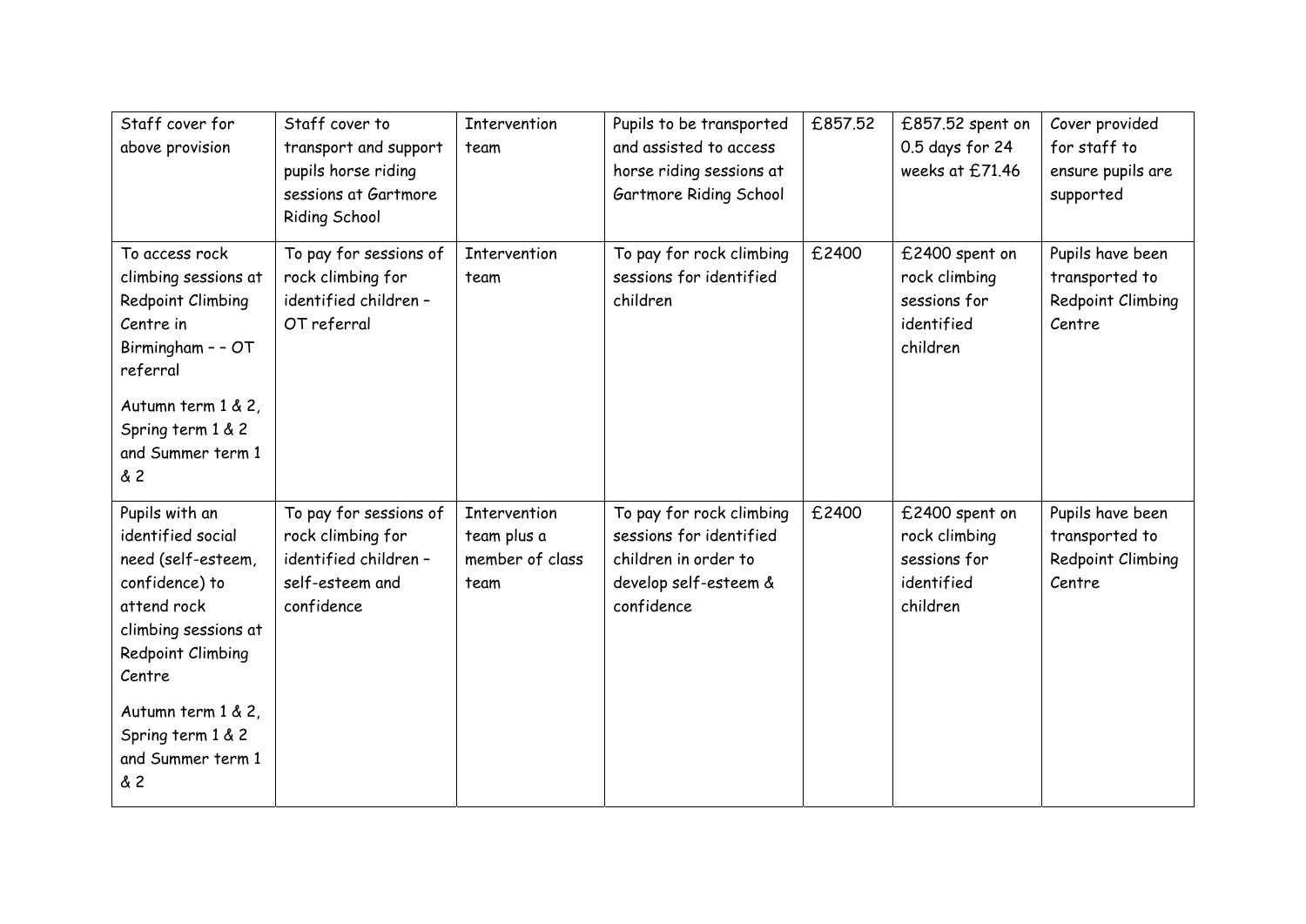| | | | | | | |
|---|---|---|---|---|---|---|
| Staff cover for above provision | Staff cover to transport and support pupils horse riding sessions at Gartmore Riding School | Intervention team | Pupils to be transported and assisted to access horse riding sessions at Gartmore Riding School | £857.52 | £857.52 spent on 0.5 days for 24 weeks at £71.46 | Cover provided for staff to ensure pupils are supported |
| To access rock climbing sessions at Redpoint Climbing Centre in Birmingham – – OT referral<br><br>Autumn term 1 & 2, Spring term 1 & 2 and Summer term 1 & 2 | To pay for sessions of rock climbing for identified children – OT referral | Intervention team | To pay for rock climbing sessions for identified children | £2400 | £2400 spent on rock climbing sessions for identified children | Pupils have been transported to Redpoint Climbing Centre |
| Pupils with an identified social need (self-esteem, confidence) to attend rock climbing sessions at Redpoint Climbing Centre<br><br>Autumn term 1 & 2, Spring term 1 & 2 and Summer term 1 & 2 | To pay for sessions of rock climbing for identified children – self-esteem and confidence | Intervention team plus a member of class team | To pay for rock climbing sessions for identified children in order to develop self-esteem & confidence | £2400 | £2400 spent on rock climbing sessions for identified children | Pupils have been transported to Redpoint Climbing Centre |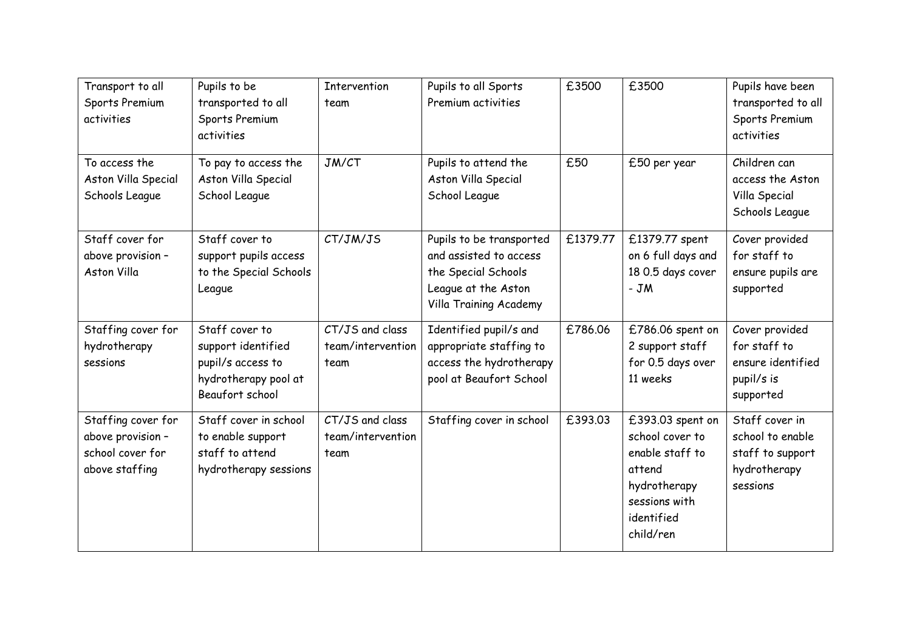| | | | | | | |
|---|---|---|---|---|---|---|
| Transport to all Sports Premium activities | Pupils to be transported to all Sports Premium activities | Intervention team | Pupils to all Sports Premium activities | £3500 | £3500 | Pupils have been transported to all Sports Premium activities |
| To access the Aston Villa Special Schools League | To pay to access the Aston Villa Special School League | JM/CT | Pupils to attend the Aston Villa Special School League | £50 | £50 per year | Children can access the Aston Villa Special Schools League |
| Staff cover for above provision – Aston Villa | Staff cover to support pupils access to the Special Schools League | CT/JM/JS | Pupils to be transported and assisted to access the Special Schools League at the Aston Villa Training Academy | £1379.77 | £1379.77 spent on 6 full days and 18 0.5 days cover - JM | Cover provided for staff to ensure pupils are supported |
| Staffing cover for hydrotherapy sessions | Staff cover to support identified pupil/s access to hydrotherapy pool at Beaufort school | CT/JS and class team/intervention team | Identified pupil/s and appropriate staffing to access the hydrotherapy pool at Beaufort School | £786.06 | £786.06 spent on 2 support staff for 0.5 days over 11 weeks | Cover provided for staff to ensure identified pupil/s is supported |
| Staffing cover for above provision – school cover for above staffing | Staff cover in school to enable support staff to attend hydrotherapy sessions | CT/JS and class team/intervention team | Staffing cover in school | £393.03 | £393.03 spent on school cover to enable staff to attend hydrotherapy sessions with identified child/ren | Staff cover in school to enable staff to support hydrotherapy sessions |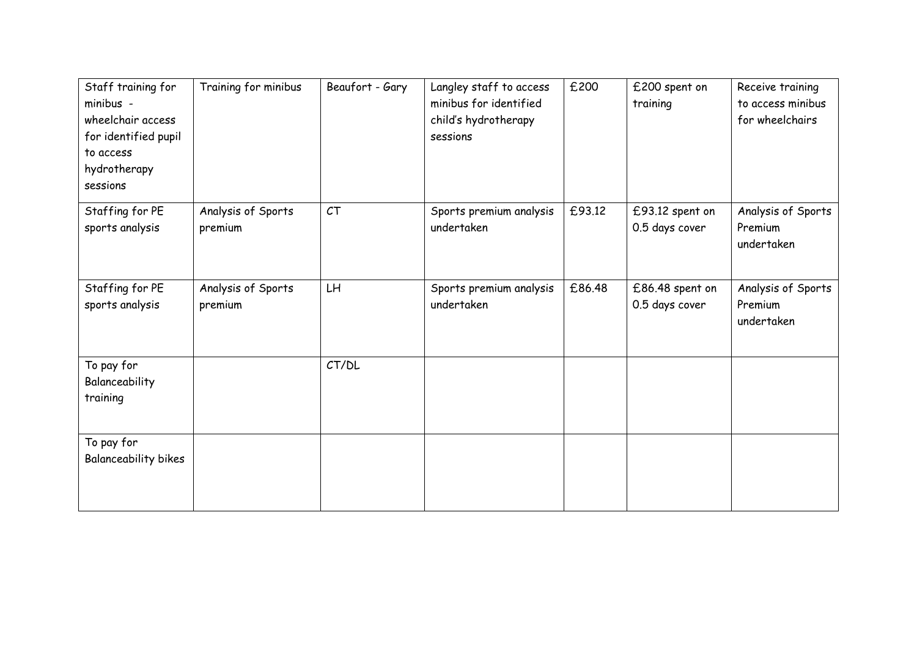| Staff training for minibus - wheelchair access for identified pupil to access hydrotherapy sessions | Training for minibus | Beaufort - Gary | Langley staff to access minibus for identified child's hydrotherapy sessions | £200 | £200 spent on training | Receive training to access minibus for wheelchairs |
|---|---|---|---|---|---|---|
| Staffing for PE sports analysis | Analysis of Sports premium | CT | Sports premium analysis undertaken | £93.12 | £93.12 spent on 0.5 days cover | Analysis of Sports Premium undertaken |
| Staffing for PE sports analysis | Analysis of Sports premium | LH | Sports premium analysis undertaken | £86.48 | £86.48 spent on 0.5 days cover | Analysis of Sports Premium undertaken |
| To pay for Balanceability training | | CT/DL | | | | |
| To pay for Balanceability bikes | | | | | | |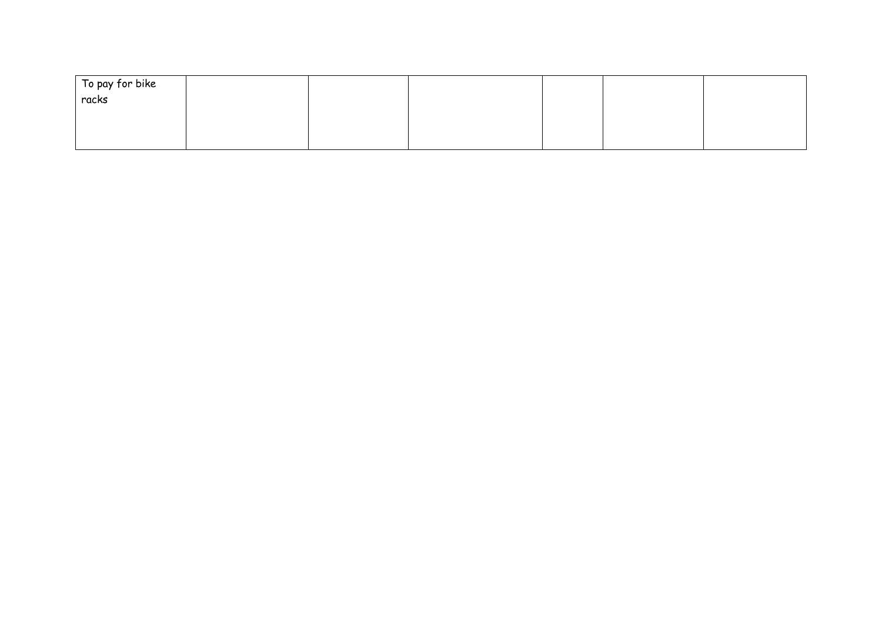| | | | | | | |
|---|---|---|---|---|---|---|
| To pay for bike racks | | | | | | |